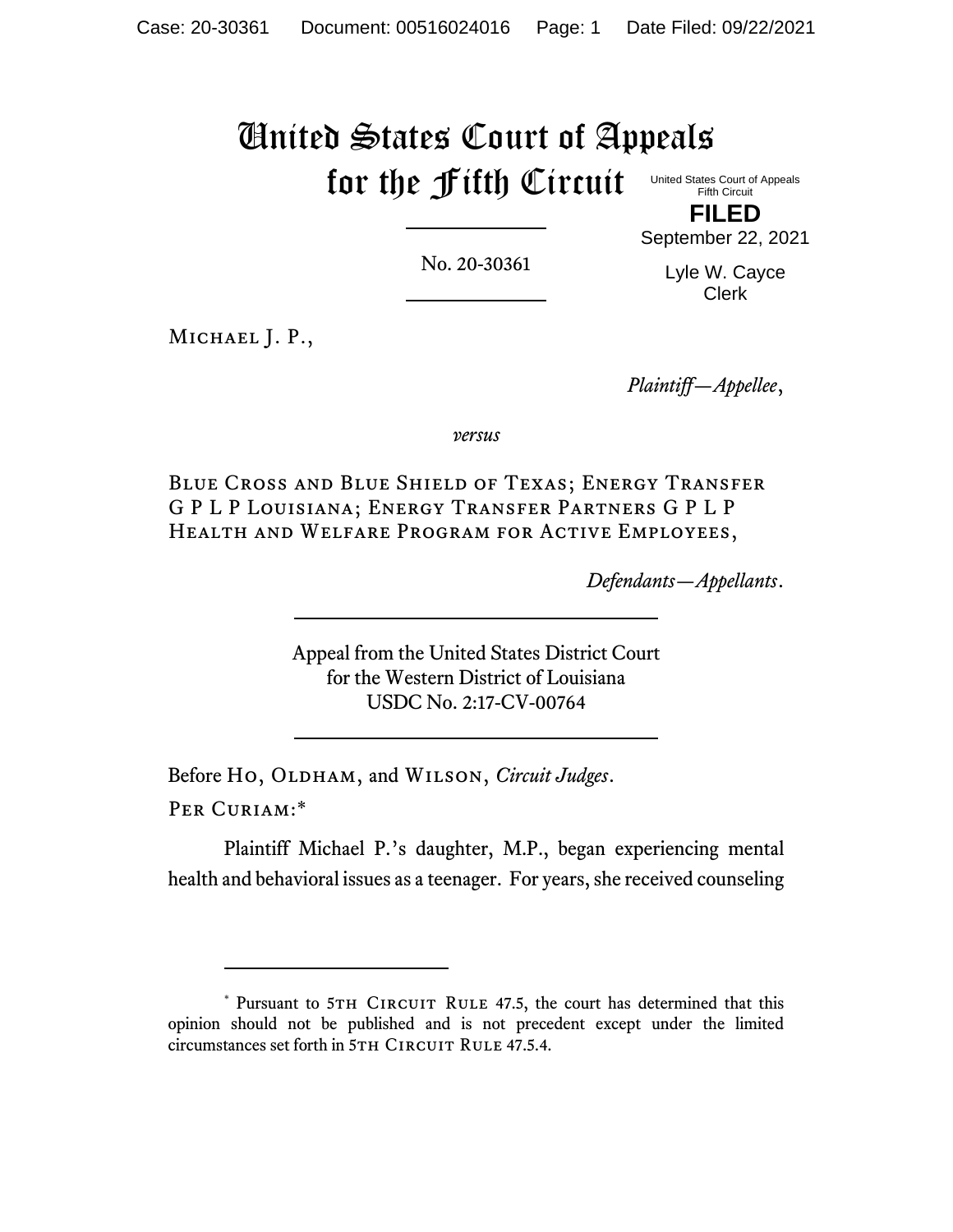# United States Court of Appeals for the Fifth Circuit

United States Court of Appeals
Fifth Circuit

**FILED**

September 22, 2021

Lyle W. Cayce
Clerk

No. 20-30361

---

Michael J. P.,

*Plaintiff—Appellee*,

*versus*

Blue Cross and Blue Shield of Texas; Energy Transfer G P L P Louisiana; Energy Transfer Partners G P L P Health and Welfare Program for Active Employees,

*Defendants—Appellants*.

---

Appeal from the United States District Court
for the Western District of Louisiana
USDC No. 2:17-CV-00764

---

Before Ho, Oldham, and Wilson, *Circuit Judges*.

Per Curiam:*

Plaintiff Michael P.'s daughter, M.P., began experiencing mental health and behavioral issues as a teenager. For years, she received counseling

---

\* Pursuant to 5th Circuit Rule 47.5, the court has determined that this opinion should not be published and is not precedent except under the limited circumstances set forth in 5th Circuit Rule 47.5.4.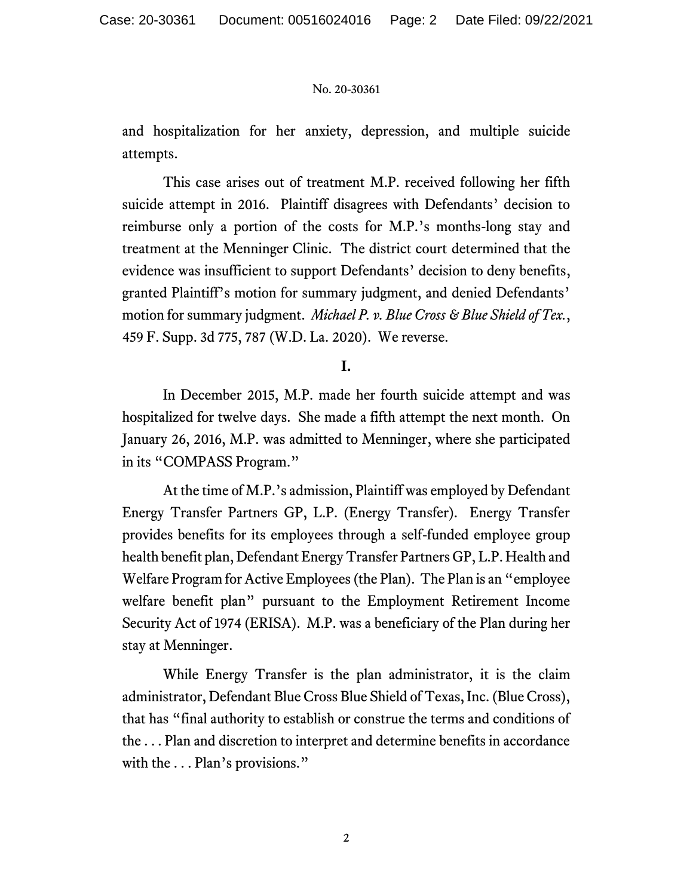and hospitalization for her anxiety, depression, and multiple suicide attempts.

This case arises out of treatment M.P. received following her fifth suicide attempt in 2016. Plaintiff disagrees with Defendants' decision to reimburse only a portion of the costs for M.P.'s months-long stay and treatment at the Menninger Clinic. The district court determined that the evidence was insufficient to support Defendants' decision to deny benefits, granted Plaintiff's motion for summary judgment, and denied Defendants' motion for summary judgment. *Michael P. v. Blue Cross & Blue Shield of Tex.*, 459 F. Supp. 3d 775, 787 (W.D. La. 2020). We reverse.

## I.

In December 2015, M.P. made her fourth suicide attempt and was hospitalized for twelve days. She made a fifth attempt the next month. On January 26, 2016, M.P. was admitted to Menninger, where she participated in its "COMPASS Program."

At the time of M.P.'s admission, Plaintiff was employed by Defendant Energy Transfer Partners GP, L.P. (Energy Transfer). Energy Transfer provides benefits for its employees through a self-funded employee group health benefit plan, Defendant Energy Transfer Partners GP, L.P. Health and Welfare Program for Active Employees (the Plan). The Plan is an "employee welfare benefit plan" pursuant to the Employment Retirement Income Security Act of 1974 (ERISA). M.P. was a beneficiary of the Plan during her stay at Menninger.

While Energy Transfer is the plan administrator, it is the claim administrator, Defendant Blue Cross Blue Shield of Texas, Inc. (Blue Cross), that has "final authority to establish or construe the terms and conditions of the . . . Plan and discretion to interpret and determine benefits in accordance with the . . . Plan's provisions."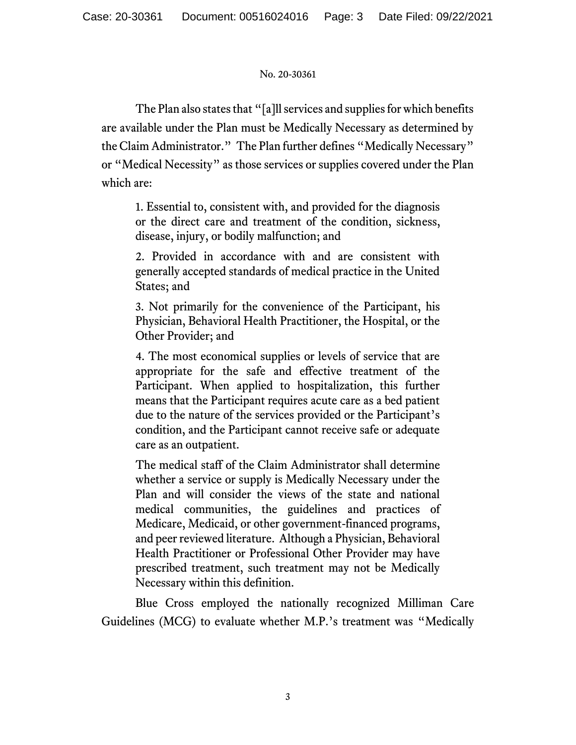The Plan also states that "[a]ll services and supplies for which benefits are available under the Plan must be Medically Necessary as determined by the Claim Administrator." The Plan further defines "Medically Necessary" or "Medical Necessity" as those services or supplies covered under the Plan which are:

> 1. Essential to, consistent with, and provided for the diagnosis or the direct care and treatment of the condition, sickness, disease, injury, or bodily malfunction; and
>
> 2. Provided in accordance with and are consistent with generally accepted standards of medical practice in the United States; and
>
> 3. Not primarily for the convenience of the Participant, his Physician, Behavioral Health Practitioner, the Hospital, or the Other Provider; and
>
> 4. The most economical supplies or levels of service that are appropriate for the safe and effective treatment of the Participant. When applied to hospitalization, this further means that the Participant requires acute care as a bed patient due to the nature of the services provided or the Participant's condition, and the Participant cannot receive safe or adequate care as an outpatient.
>
> The medical staff of the Claim Administrator shall determine whether a service or supply is Medically Necessary under the Plan and will consider the views of the state and national medical communities, the guidelines and practices of Medicare, Medicaid, or other government-financed programs, and peer reviewed literature. Although a Physician, Behavioral Health Practitioner or Professional Other Provider may have prescribed treatment, such treatment may not be Medically Necessary within this definition.

Blue Cross employed the nationally recognized Milliman Care Guidelines (MCG) to evaluate whether M.P.'s treatment was "Medically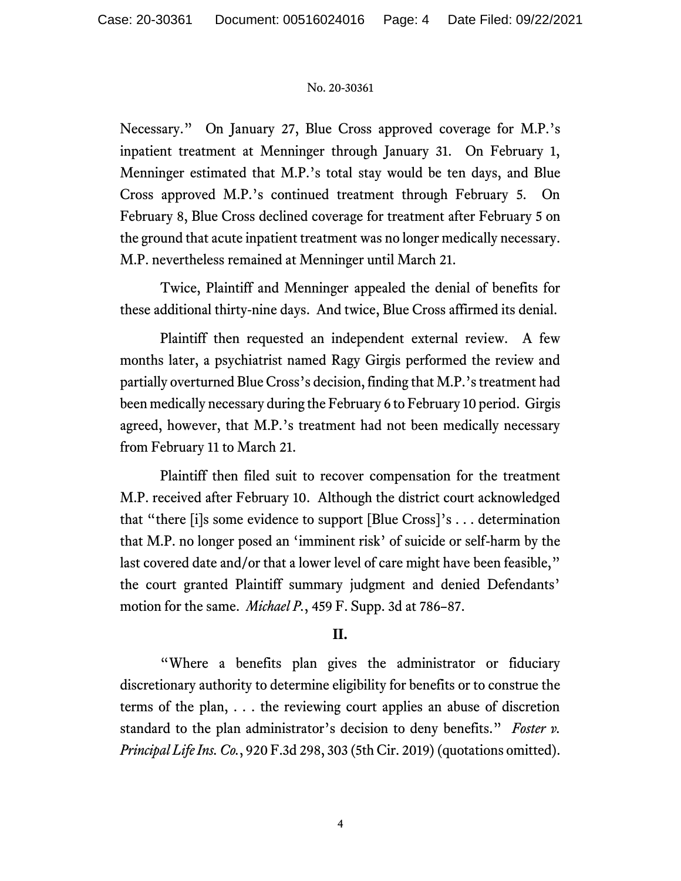Necessary." On January 27, Blue Cross approved coverage for M.P.'s inpatient treatment at Menninger through January 31. On February 1, Menninger estimated that M.P.'s total stay would be ten days, and Blue Cross approved M.P.'s continued treatment through February 5. On February 8, Blue Cross declined coverage for treatment after February 5 on the ground that acute inpatient treatment was no longer medically necessary. M.P. nevertheless remained at Menninger until March 21.

Twice, Plaintiff and Menninger appealed the denial of benefits for these additional thirty-nine days. And twice, Blue Cross affirmed its denial.

Plaintiff then requested an independent external review. A few months later, a psychiatrist named Ragy Girgis performed the review and partially overturned Blue Cross's decision, finding that M.P.'s treatment had been medically necessary during the February 6 to February 10 period. Girgis agreed, however, that M.P.'s treatment had not been medically necessary from February 11 to March 21.

Plaintiff then filed suit to recover compensation for the treatment M.P. received after February 10. Although the district court acknowledged that "there [i]s some evidence to support [Blue Cross]'s . . . determination that M.P. no longer posed an 'imminent risk' of suicide or self-harm by the last covered date and/or that a lower level of care might have been feasible," the court granted Plaintiff summary judgment and denied Defendants' motion for the same. *Michael P.*, 459 F. Supp. 3d at 786–87.

## II.

"Where a benefits plan gives the administrator or fiduciary discretionary authority to determine eligibility for benefits or to construe the terms of the plan, . . . the reviewing court applies an abuse of discretion standard to the plan administrator's decision to deny benefits." *Foster v. Principal Life Ins. Co.*, 920 F.3d 298, 303 (5th Cir. 2019) (quotations omitted).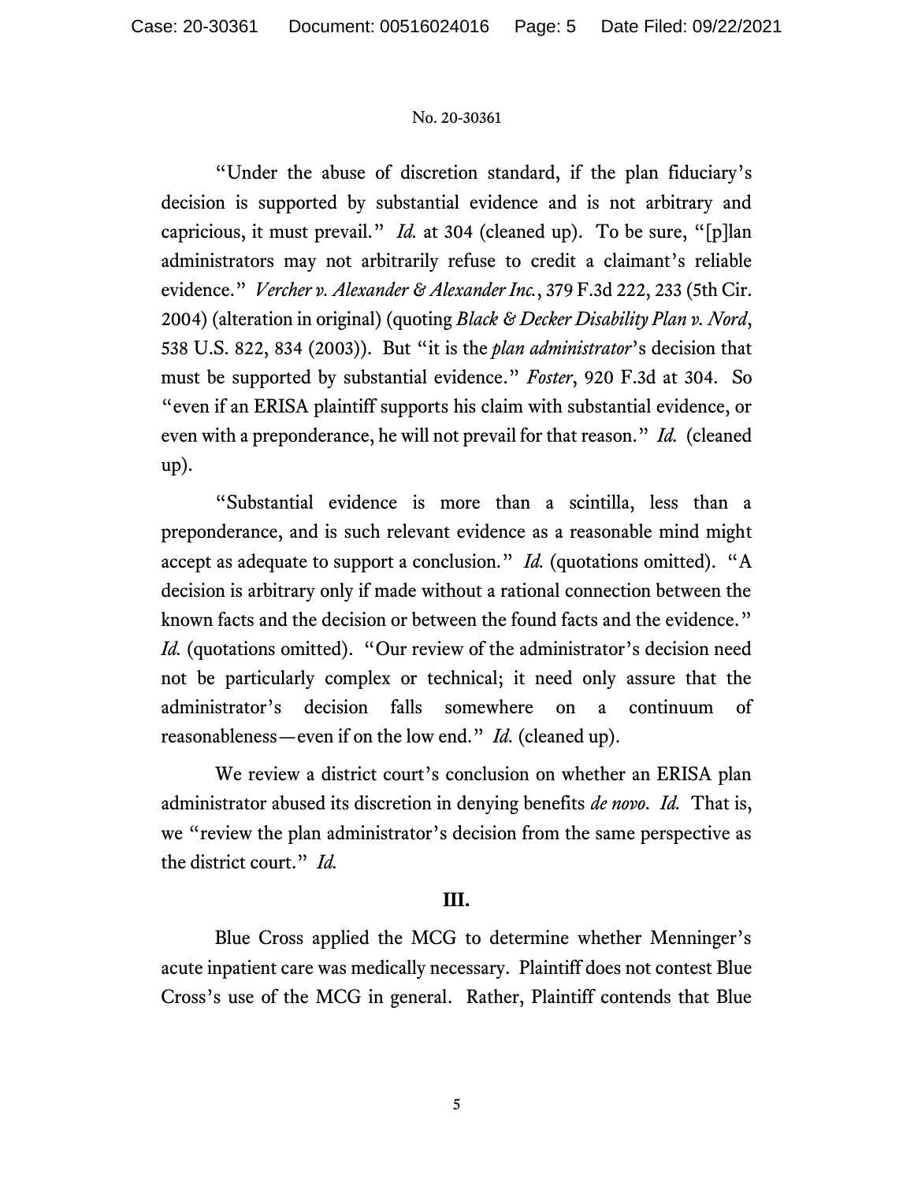"Under the abuse of discretion standard, if the plan fiduciary's decision is supported by substantial evidence and is not arbitrary and capricious, it must prevail." *Id.* at 304 (cleaned up). To be sure, "[p]lan administrators may not arbitrarily refuse to credit a claimant's reliable evidence." *Vercher v. Alexander & Alexander Inc.*, 379 F.3d 222, 233 (5th Cir. 2004) (alteration in original) (quoting *Black & Decker Disability Plan v. Nord*, 538 U.S. 822, 834 (2003)). But "it is the *plan administrator*'s decision that must be supported by substantial evidence." *Foster*, 920 F.3d at 304. So "even if an ERISA plaintiff supports his claim with substantial evidence, or even with a preponderance, he will not prevail for that reason." *Id.* (cleaned up).

"Substantial evidence is more than a scintilla, less than a preponderance, and is such relevant evidence as a reasonable mind might accept as adequate to support a conclusion." *Id.* (quotations omitted). "A decision is arbitrary only if made without a rational connection between the known facts and the decision or between the found facts and the evidence." *Id.* (quotations omitted). "Our review of the administrator's decision need not be particularly complex or technical; it need only assure that the administrator's decision falls somewhere on a continuum of reasonableness—even if on the low end." *Id.* (cleaned up).

We review a district court's conclusion on whether an ERISA plan administrator abused its discretion in denying benefits *de novo*. *Id.* That is, we "review the plan administrator's decision from the same perspective as the district court." *Id.*

## III.

Blue Cross applied the MCG to determine whether Menninger's acute inpatient care was medically necessary. Plaintiff does not contest Blue Cross's use of the MCG in general. Rather, Plaintiff contends that Blue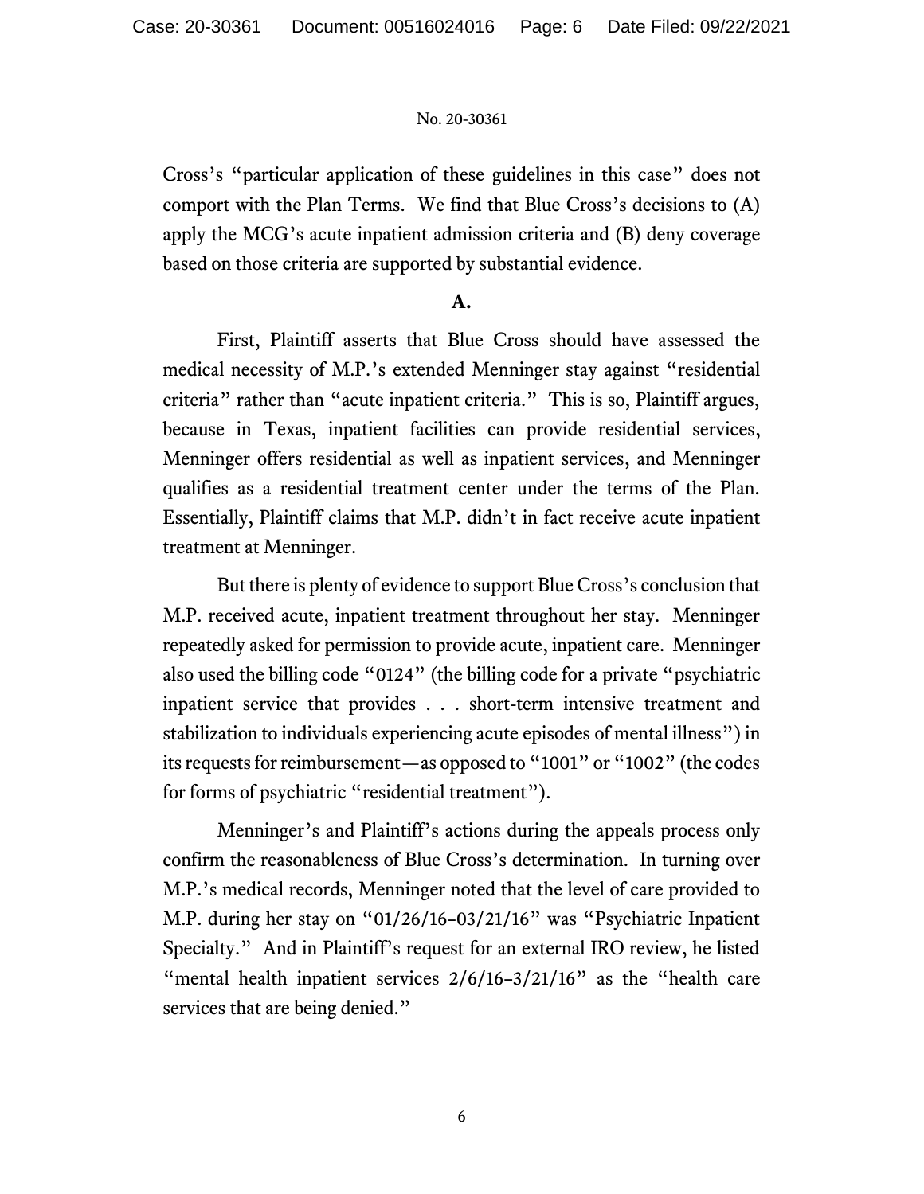Cross's "particular application of these guidelines in this case" does not comport with the Plan Terms. We find that Blue Cross's decisions to (A) apply the MCG's acute inpatient admission criteria and (B) deny coverage based on those criteria are supported by substantial evidence.

**A.**

First, Plaintiff asserts that Blue Cross should have assessed the medical necessity of M.P.'s extended Menninger stay against "residential criteria" rather than "acute inpatient criteria." This is so, Plaintiff argues, because in Texas, inpatient facilities can provide residential services, Menninger offers residential as well as inpatient services, and Menninger qualifies as a residential treatment center under the terms of the Plan. Essentially, Plaintiff claims that M.P. didn't in fact receive acute inpatient treatment at Menninger.

But there is plenty of evidence to support Blue Cross's conclusion that M.P. received acute, inpatient treatment throughout her stay. Menninger repeatedly asked for permission to provide acute, inpatient care. Menninger also used the billing code "0124" (the billing code for a private "psychiatric inpatient service that provides . . . short-term intensive treatment and stabilization to individuals experiencing acute episodes of mental illness") in its requests for reimbursement—as opposed to "1001" or "1002" (the codes for forms of psychiatric "residential treatment").

Menninger's and Plaintiff's actions during the appeals process only confirm the reasonableness of Blue Cross's determination. In turning over M.P.'s medical records, Menninger noted that the level of care provided to M.P. during her stay on "01/26/16–03/21/16" was "Psychiatric Inpatient Specialty." And in Plaintiff's request for an external IRO review, he listed "mental health inpatient services 2/6/16–3/21/16" as the "health care services that are being denied."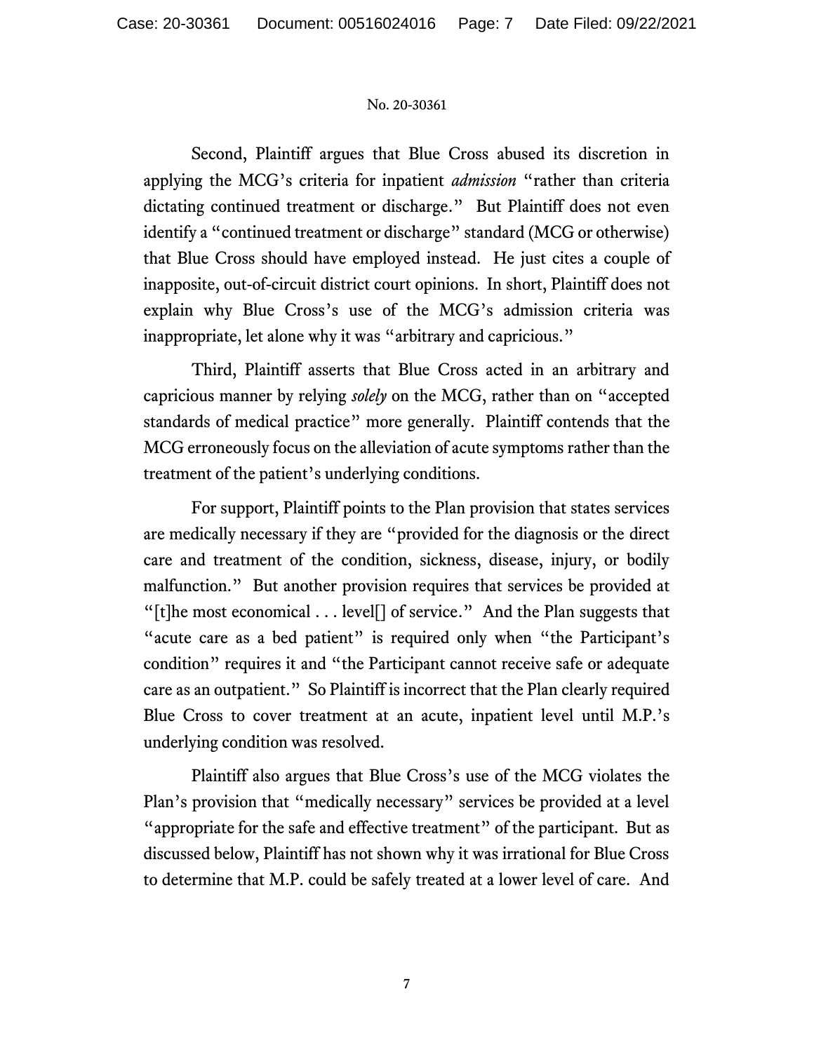Second, Plaintiff argues that Blue Cross abused its discretion in applying the MCG's criteria for inpatient *admission* "rather than criteria dictating continued treatment or discharge." But Plaintiff does not even identify a "continued treatment or discharge" standard (MCG or otherwise) that Blue Cross should have employed instead. He just cites a couple of inapposite, out-of-circuit district court opinions. In short, Plaintiff does not explain why Blue Cross's use of the MCG's admission criteria was inappropriate, let alone why it was "arbitrary and capricious."

Third, Plaintiff asserts that Blue Cross acted in an arbitrary and capricious manner by relying *solely* on the MCG, rather than on "accepted standards of medical practice" more generally. Plaintiff contends that the MCG erroneously focus on the alleviation of acute symptoms rather than the treatment of the patient's underlying conditions.

For support, Plaintiff points to the Plan provision that states services are medically necessary if they are "provided for the diagnosis or the direct care and treatment of the condition, sickness, disease, injury, or bodily malfunction." But another provision requires that services be provided at "[t]he most economical . . . level[] of service." And the Plan suggests that "acute care as a bed patient" is required only when "the Participant's condition" requires it and "the Participant cannot receive safe or adequate care as an outpatient." So Plaintiff is incorrect that the Plan clearly required Blue Cross to cover treatment at an acute, inpatient level until M.P.'s underlying condition was resolved.

Plaintiff also argues that Blue Cross's use of the MCG violates the Plan's provision that "medically necessary" services be provided at a level "appropriate for the safe and effective treatment" of the participant. But as discussed below, Plaintiff has not shown why it was irrational for Blue Cross to determine that M.P. could be safely treated at a lower level of care. And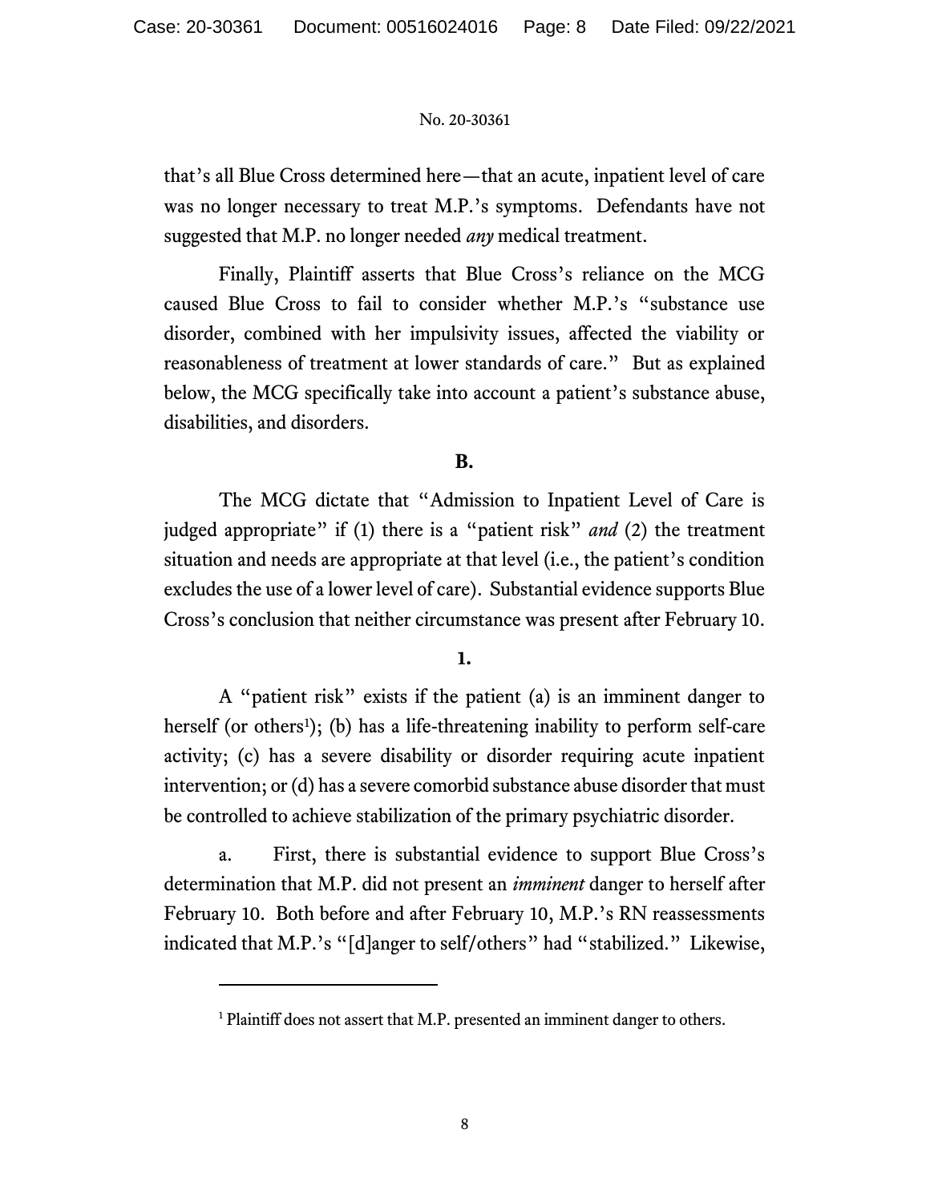that's all Blue Cross determined here—that an acute, inpatient level of care was no longer necessary to treat M.P.'s symptoms. Defendants have not suggested that M.P. no longer needed *any* medical treatment.

Finally, Plaintiff asserts that Blue Cross's reliance on the MCG caused Blue Cross to fail to consider whether M.P.'s "substance use disorder, combined with her impulsivity issues, affected the viability or reasonableness of treatment at lower standards of care." But as explained below, the MCG specifically take into account a patient's substance abuse, disabilities, and disorders.

**B.**

The MCG dictate that "Admission to Inpatient Level of Care is judged appropriate" if (1) there is a "patient risk" *and* (2) the treatment situation and needs are appropriate at that level (i.e., the patient's condition excludes the use of a lower level of care). Substantial evidence supports Blue Cross's conclusion that neither circumstance was present after February 10.

**1.**

A "patient risk" exists if the patient (a) is an imminent danger to herself (or others[1]); (b) has a life-threatening inability to perform self-care activity; (c) has a severe disability or disorder requiring acute inpatient intervention; or (d) has a severe comorbid substance abuse disorder that must be controlled to achieve stabilization of the primary psychiatric disorder.

a. First, there is substantial evidence to support Blue Cross's determination that M.P. did not present an *imminent* danger to herself after February 10. Both before and after February 10, M.P.'s RN reassessments indicated that M.P.'s "[d]anger to self/others" had "stabilized." Likewise,

---

[1] Plaintiff does not assert that M.P. presented an imminent danger to others.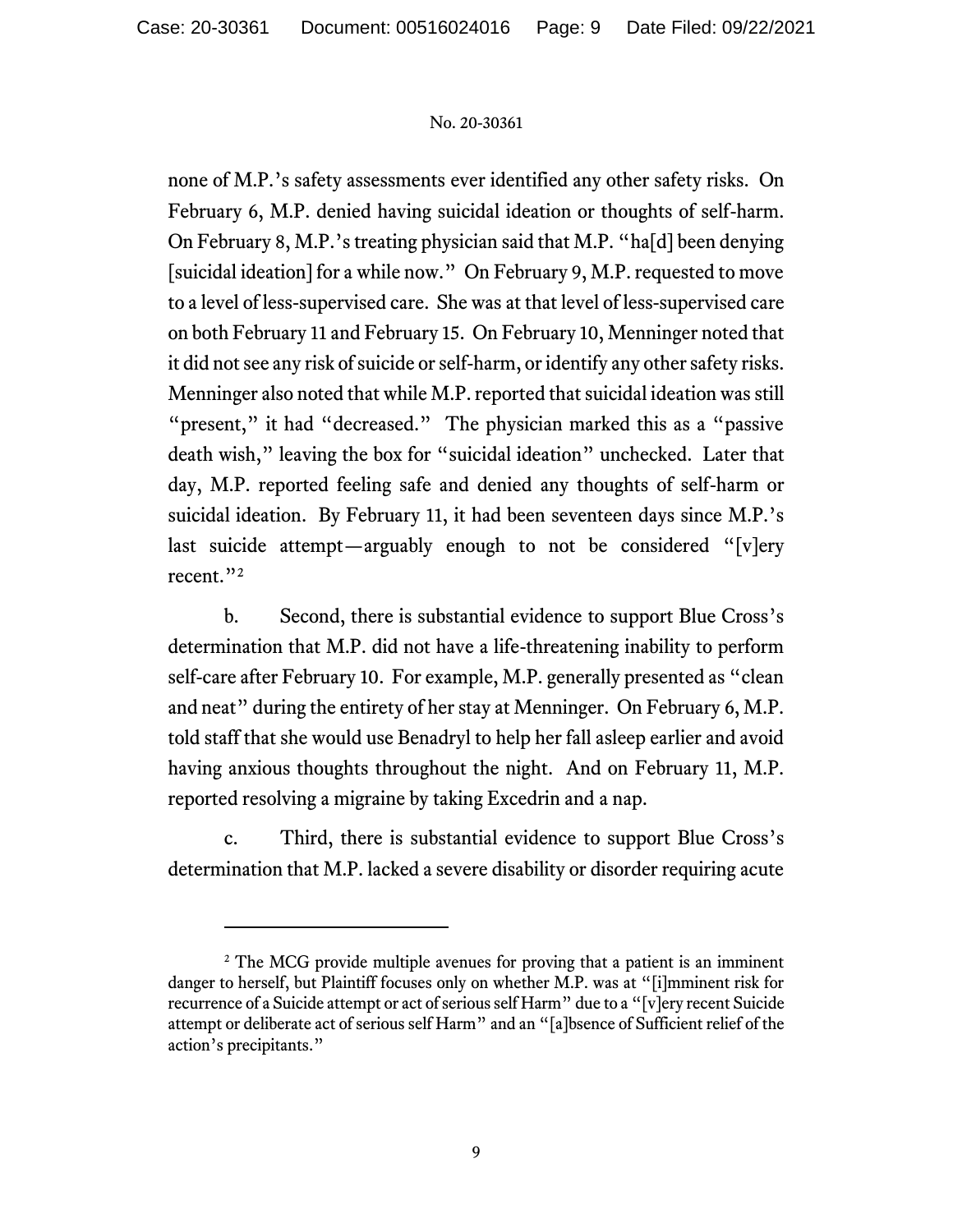none of M.P.'s safety assessments ever identified any other safety risks. On February 6, M.P. denied having suicidal ideation or thoughts of self-harm. On February 8, M.P.'s treating physician said that M.P. "ha[d] been denying [suicidal ideation] for a while now." On February 9, M.P. requested to move to a level of less-supervised care. She was at that level of less-supervised care on both February 11 and February 15. On February 10, Menninger noted that it did not see any risk of suicide or self-harm, or identify any other safety risks. Menninger also noted that while M.P. reported that suicidal ideation was still "present," it had "decreased." The physician marked this as a "passive death wish," leaving the box for "suicidal ideation" unchecked. Later that day, M.P. reported feeling safe and denied any thoughts of self-harm or suicidal ideation. By February 11, it had been seventeen days since M.P.'s last suicide attempt—arguably enough to not be considered "[v]ery recent."[2]

b. Second, there is substantial evidence to support Blue Cross's determination that M.P. did not have a life-threatening inability to perform self-care after February 10. For example, M.P. generally presented as "clean and neat" during the entirety of her stay at Menninger. On February 6, M.P. told staff that she would use Benadryl to help her fall asleep earlier and avoid having anxious thoughts throughout the night. And on February 11, M.P. reported resolving a migraine by taking Excedrin and a nap.

c. Third, there is substantial evidence to support Blue Cross's determination that M.P. lacked a severe disability or disorder requiring acute

---

[2] The MCG provide multiple avenues for proving that a patient is an imminent danger to herself, but Plaintiff focuses only on whether M.P. was at "[i]mminent risk for recurrence of a Suicide attempt or act of serious self Harm" due to a "[v]ery recent Suicide attempt or deliberate act of serious self Harm" and an "[a]bsence of Sufficient relief of the action's precipitants."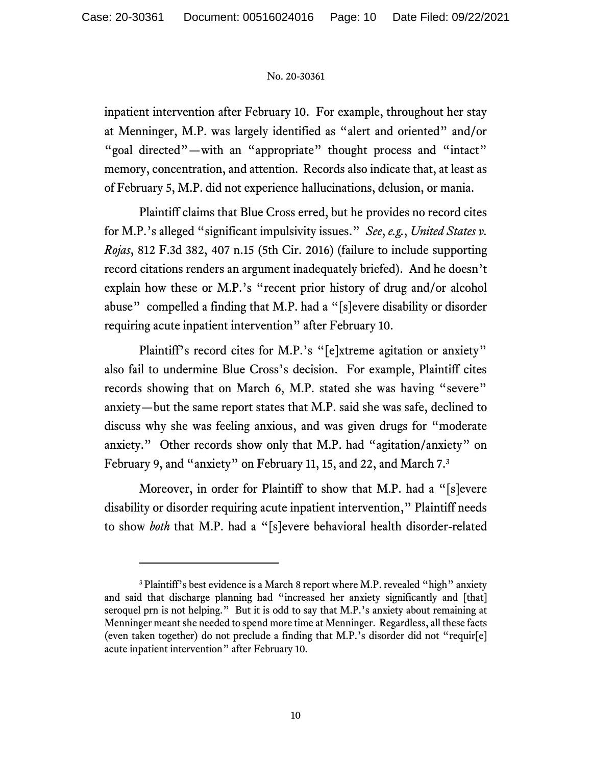inpatient intervention after February 10. For example, throughout her stay at Menninger, M.P. was largely identified as "alert and oriented" and/or "goal directed"—with an "appropriate" thought process and "intact" memory, concentration, and attention. Records also indicate that, at least as of February 5, M.P. did not experience hallucinations, delusion, or mania.

Plaintiff claims that Blue Cross erred, but he provides no record cites for M.P.'s alleged "significant impulsivity issues." *See*, *e.g.*, *United States v. Rojas*, 812 F.3d 382, 407 n.15 (5th Cir. 2016) (failure to include supporting record citations renders an argument inadequately briefed). And he doesn't explain how these or M.P.'s "recent prior history of drug and/or alcohol abuse" compelled a finding that M.P. had a "[s]evere disability or disorder requiring acute inpatient intervention" after February 10.

Plaintiff's record cites for M.P.'s "[e]xtreme agitation or anxiety" also fail to undermine Blue Cross's decision. For example, Plaintiff cites records showing that on March 6, M.P. stated she was having "severe" anxiety—but the same report states that M.P. said she was safe, declined to discuss why she was feeling anxious, and was given drugs for "moderate anxiety." Other records show only that M.P. had "agitation/anxiety" on February 9, and "anxiety" on February 11, 15, and 22, and March 7.[3]

Moreover, in order for Plaintiff to show that M.P. had a "[s]evere disability or disorder requiring acute inpatient intervention," Plaintiff needs to show *both* that M.P. had a "[s]evere behavioral health disorder-related

---

[3] Plaintiff's best evidence is a March 8 report where M.P. revealed "high" anxiety and said that discharge planning had "increased her anxiety significantly and [that] seroquel prn is not helping." But it is odd to say that M.P.'s anxiety about remaining at Menninger meant she needed to spend more time at Menninger. Regardless, all these facts (even taken together) do not preclude a finding that M.P.'s disorder did not "requir[e] acute inpatient intervention" after February 10.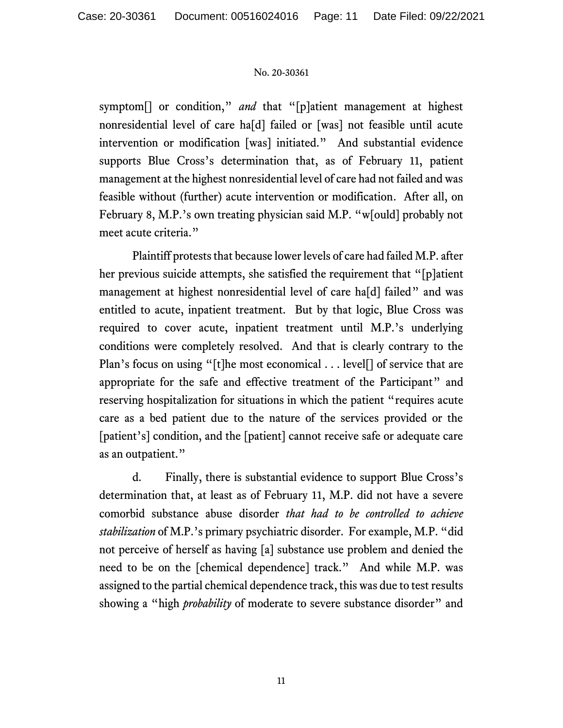symptom[] or condition," *and* that "[p]atient management at highest nonresidential level of care ha[d] failed or [was] not feasible until acute intervention or modification [was] initiated." And substantial evidence supports Blue Cross's determination that, as of February 11, patient management at the highest nonresidential level of care had not failed and was feasible without (further) acute intervention or modification. After all, on February 8, M.P.'s own treating physician said M.P. "w[ould] probably not meet acute criteria."

Plaintiff protests that because lower levels of care had failed M.P. after her previous suicide attempts, she satisfied the requirement that "[p]atient management at highest nonresidential level of care ha[d] failed" and was entitled to acute, inpatient treatment. But by that logic, Blue Cross was required to cover acute, inpatient treatment until M.P.'s underlying conditions were completely resolved. And that is clearly contrary to the Plan's focus on using "[t]he most economical . . . level[] of service that are appropriate for the safe and effective treatment of the Participant" and reserving hospitalization for situations in which the patient "requires acute care as a bed patient due to the nature of the services provided or the [patient's] condition, and the [patient] cannot receive safe or adequate care as an outpatient."

d. Finally, there is substantial evidence to support Blue Cross's determination that, at least as of February 11, M.P. did not have a severe comorbid substance abuse disorder *that had to be controlled to achieve stabilization* of M.P.'s primary psychiatric disorder. For example, M.P. "did not perceive of herself as having [a] substance use problem and denied the need to be on the [chemical dependence] track." And while M.P. was assigned to the partial chemical dependence track, this was due to test results showing a "high *probability* of moderate to severe substance disorder" and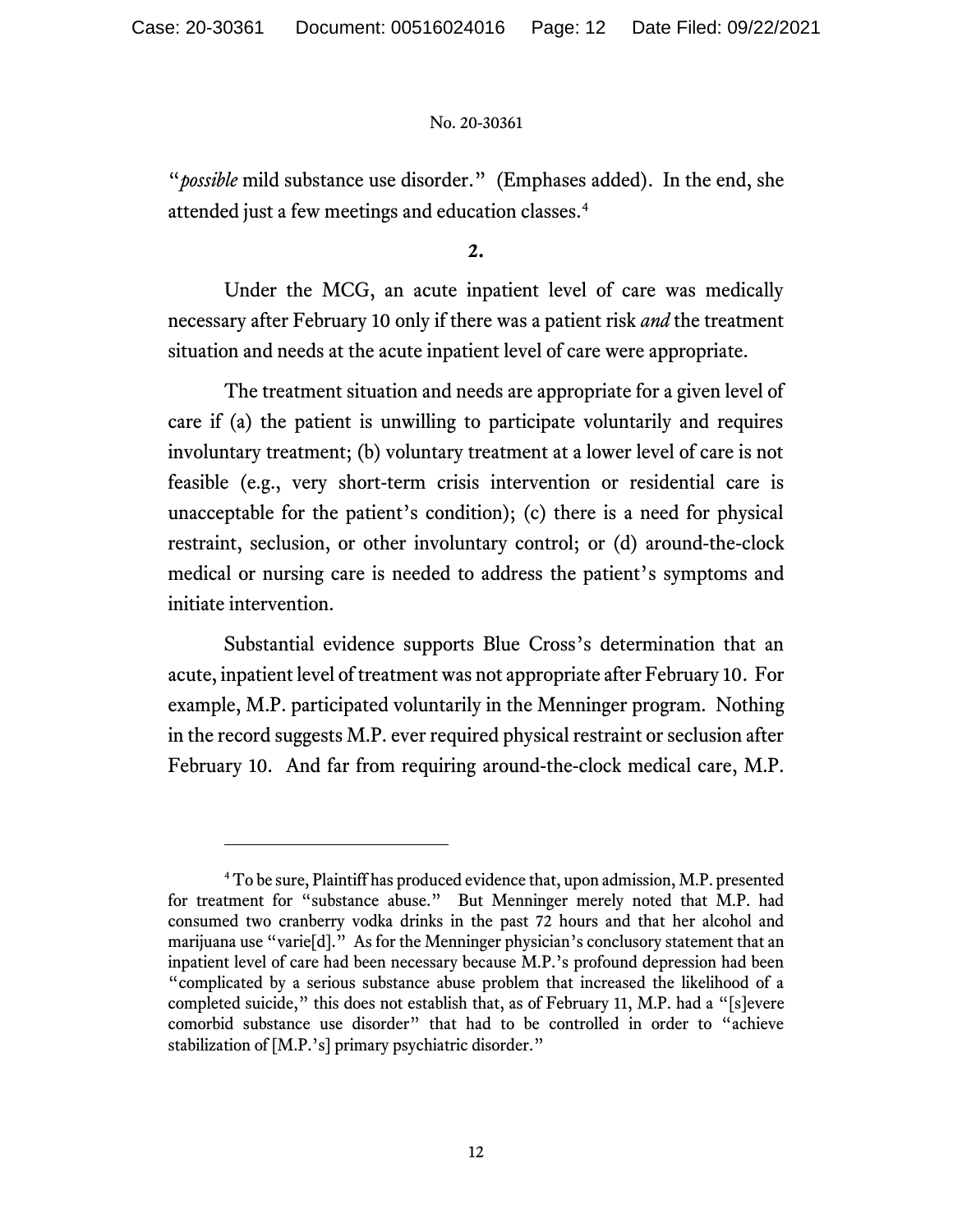"*possible* mild substance use disorder." (Emphases added). In the end, she attended just a few meetings and education classes.[4]

**2.**

Under the MCG, an acute inpatient level of care was medically necessary after February 10 only if there was a patient risk *and* the treatment situation and needs at the acute inpatient level of care were appropriate.

The treatment situation and needs are appropriate for a given level of care if (a) the patient is unwilling to participate voluntarily and requires involuntary treatment; (b) voluntary treatment at a lower level of care is not feasible (e.g., very short-term crisis intervention or residential care is unacceptable for the patient's condition); (c) there is a need for physical restraint, seclusion, or other involuntary control; or (d) around-the-clock medical or nursing care is needed to address the patient's symptoms and initiate intervention.

Substantial evidence supports Blue Cross's determination that an acute, inpatient level of treatment was not appropriate after February 10. For example, M.P. participated voluntarily in the Menninger program. Nothing in the record suggests M.P. ever required physical restraint or seclusion after February 10. And far from requiring around-the-clock medical care, M.P.

---

[4] To be sure, Plaintiff has produced evidence that, upon admission, M.P. presented for treatment for "substance abuse." But Menninger merely noted that M.P. had consumed two cranberry vodka drinks in the past 72 hours and that her alcohol and marijuana use "varie[d]." As for the Menninger physician's conclusory statement that an inpatient level of care had been necessary because M.P.'s profound depression had been "complicated by a serious substance abuse problem that increased the likelihood of a completed suicide," this does not establish that, as of February 11, M.P. had a "[s]evere comorbid substance use disorder" that had to be controlled in order to "achieve stabilization of [M.P.'s] primary psychiatric disorder."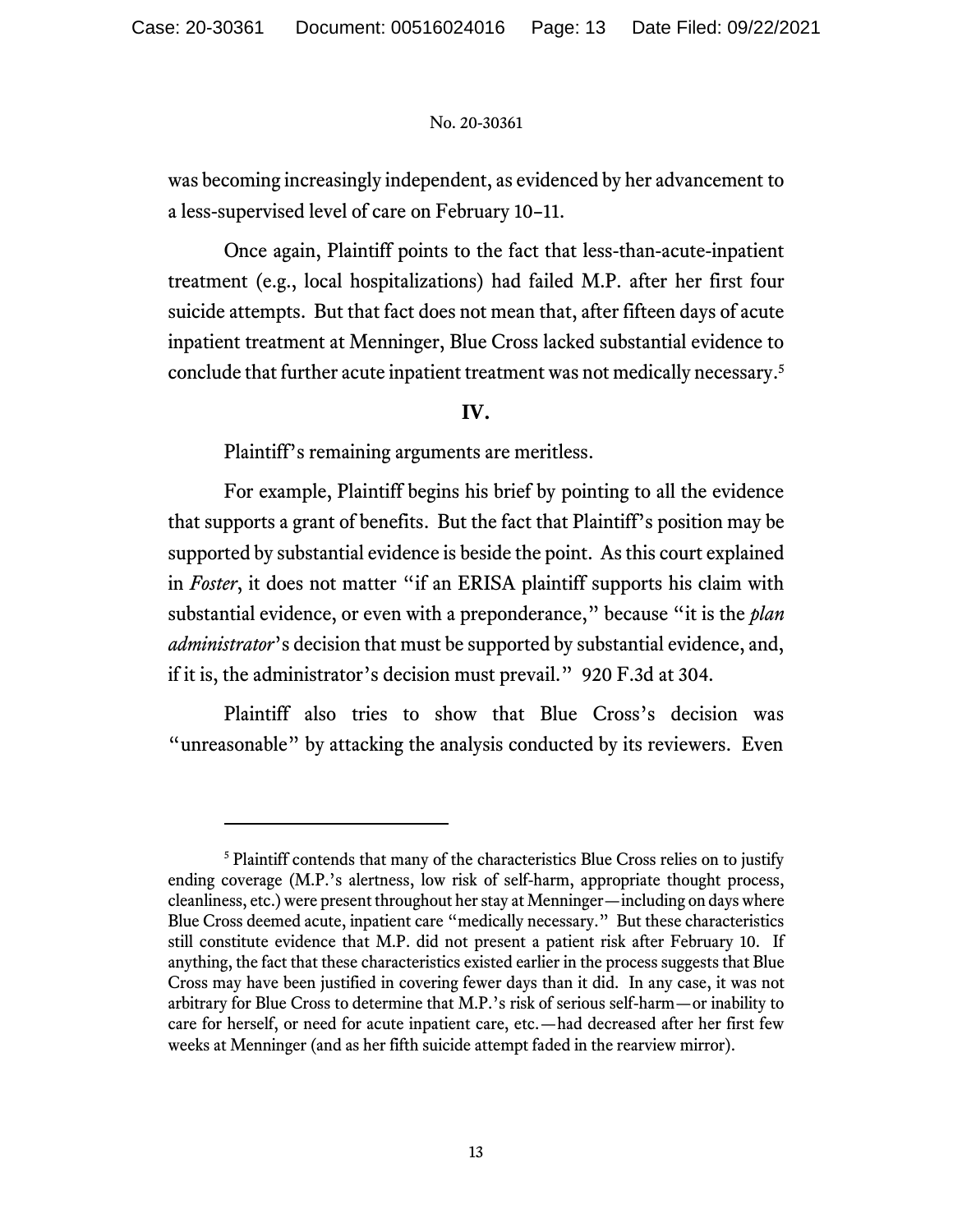was becoming increasingly independent, as evidenced by her advancement to a less-supervised level of care on February 10–11.

Once again, Plaintiff points to the fact that less-than-acute-inpatient treatment (e.g., local hospitalizations) had failed M.P. after her first four suicide attempts. But that fact does not mean that, after fifteen days of acute inpatient treatment at Menninger, Blue Cross lacked substantial evidence to conclude that further acute inpatient treatment was not medically necessary.[5]

## IV.

Plaintiff's remaining arguments are meritless.

For example, Plaintiff begins his brief by pointing to all the evidence that supports a grant of benefits. But the fact that Plaintiff's position may be supported by substantial evidence is beside the point. As this court explained in *Foster*, it does not matter "if an ERISA plaintiff supports his claim with substantial evidence, or even with a preponderance," because "it is the *plan administrator*'s decision that must be supported by substantial evidence, and, if it is, the administrator's decision must prevail." 920 F.3d at 304.

Plaintiff also tries to show that Blue Cross's decision was "unreasonable" by attacking the analysis conducted by its reviewers. Even

---

[5] Plaintiff contends that many of the characteristics Blue Cross relies on to justify ending coverage (M.P.'s alertness, low risk of self-harm, appropriate thought process, cleanliness, etc.) were present throughout her stay at Menninger—including on days where Blue Cross deemed acute, inpatient care "medically necessary." But these characteristics still constitute evidence that M.P. did not present a patient risk after February 10. If anything, the fact that these characteristics existed earlier in the process suggests that Blue Cross may have been justified in covering fewer days than it did. In any case, it was not arbitrary for Blue Cross to determine that M.P.'s risk of serious self-harm—or inability to care for herself, or need for acute inpatient care, etc.—had decreased after her first few weeks at Menninger (and as her fifth suicide attempt faded in the rearview mirror).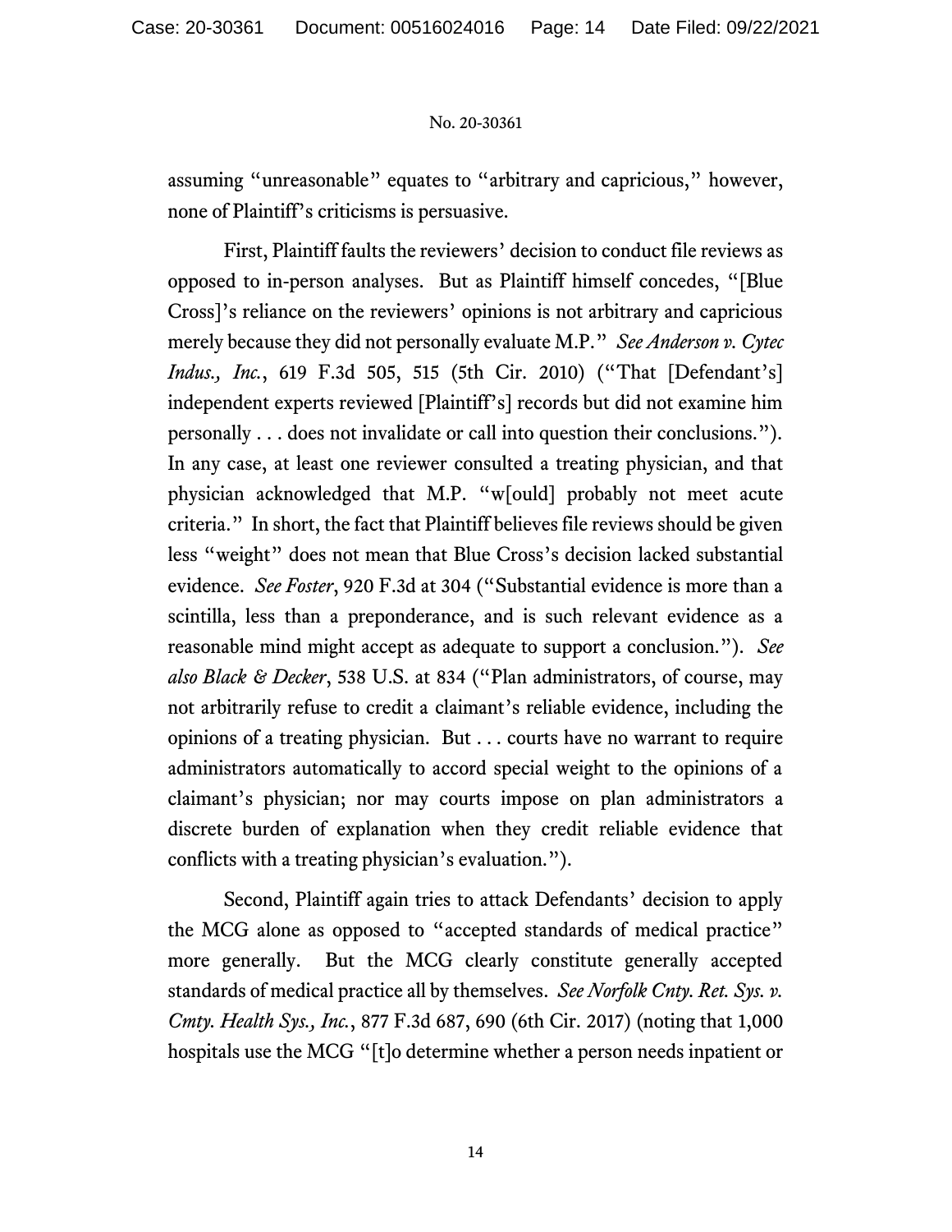assuming "unreasonable" equates to "arbitrary and capricious," however, none of Plaintiff's criticisms is persuasive.

First, Plaintiff faults the reviewers' decision to conduct file reviews as opposed to in-person analyses. But as Plaintiff himself concedes, "[Blue Cross]'s reliance on the reviewers' opinions is not arbitrary and capricious merely because they did not personally evaluate M.P." *See Anderson v. Cytec Indus., Inc.*, 619 F.3d 505, 515 (5th Cir. 2010) ("That [Defendant's] independent experts reviewed [Plaintiff's] records but did not examine him personally . . . does not invalidate or call into question their conclusions."). In any case, at least one reviewer consulted a treating physician, and that physician acknowledged that M.P. "w[ould] probably not meet acute criteria." In short, the fact that Plaintiff believes file reviews should be given less "weight" does not mean that Blue Cross's decision lacked substantial evidence. *See Foster*, 920 F.3d at 304 ("Substantial evidence is more than a scintilla, less than a preponderance, and is such relevant evidence as a reasonable mind might accept as adequate to support a conclusion."). *See also Black & Decker*, 538 U.S. at 834 ("Plan administrators, of course, may not arbitrarily refuse to credit a claimant's reliable evidence, including the opinions of a treating physician. But . . . courts have no warrant to require administrators automatically to accord special weight to the opinions of a claimant's physician; nor may courts impose on plan administrators a discrete burden of explanation when they credit reliable evidence that conflicts with a treating physician's evaluation.").

Second, Plaintiff again tries to attack Defendants' decision to apply the MCG alone as opposed to "accepted standards of medical practice" more generally. But the MCG clearly constitute generally accepted standards of medical practice all by themselves. *See Norfolk Cnty. Ret. Sys. v. Cmty. Health Sys., Inc.*, 877 F.3d 687, 690 (6th Cir. 2017) (noting that 1,000 hospitals use the MCG "[t]o determine whether a person needs inpatient or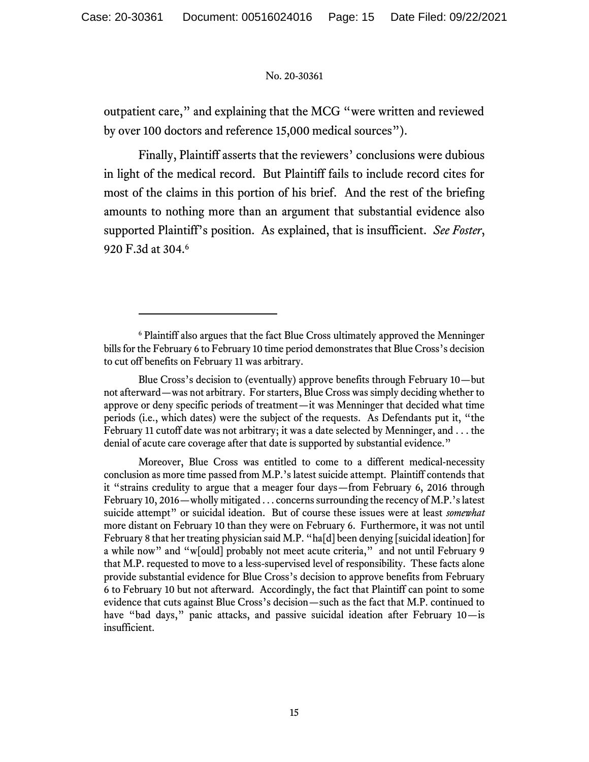outpatient care," and explaining that the MCG "were written and reviewed by over 100 doctors and reference 15,000 medical sources").

Finally, Plaintiff asserts that the reviewers' conclusions were dubious in light of the medical record. But Plaintiff fails to include record cites for most of the claims in this portion of his brief. And the rest of the briefing amounts to nothing more than an argument that substantial evidence also supported Plaintiff's position. As explained, that is insufficient. *See Foster*, 920 F.3d at 304.[6]

---

[6] Plaintiff also argues that the fact Blue Cross ultimately approved the Menninger bills for the February 6 to February 10 time period demonstrates that Blue Cross's decision to cut off benefits on February 11 was arbitrary.

Blue Cross's decision to (eventually) approve benefits through February 10—but not afterward—was not arbitrary. For starters, Blue Cross was simply deciding whether to approve or deny specific periods of treatment—it was Menninger that decided what time periods (i.e., which dates) were the subject of the requests. As Defendants put it, "the February 11 cutoff date was not arbitrary; it was a date selected by Menninger, and . . . the denial of acute care coverage after that date is supported by substantial evidence."

Moreover, Blue Cross was entitled to come to a different medical-necessity conclusion as more time passed from M.P.'s latest suicide attempt. Plaintiff contends that it "strains credulity to argue that a meager four days—from February 6, 2016 through February 10, 2016—wholly mitigated . . . concerns surrounding the recency of M.P.'s latest suicide attempt" or suicidal ideation. But of course these issues were at least *somewhat* more distant on February 10 than they were on February 6. Furthermore, it was not until February 8 that her treating physician said M.P. "ha[d] been denying [suicidal ideation] for a while now" and "w[ould] probably not meet acute criteria," and not until February 9 that M.P. requested to move to a less-supervised level of responsibility. These facts alone provide substantial evidence for Blue Cross's decision to approve benefits from February 6 to February 10 but not afterward. Accordingly, the fact that Plaintiff can point to some evidence that cuts against Blue Cross's decision—such as the fact that M.P. continued to have "bad days," panic attacks, and passive suicidal ideation after February 10—is insufficient.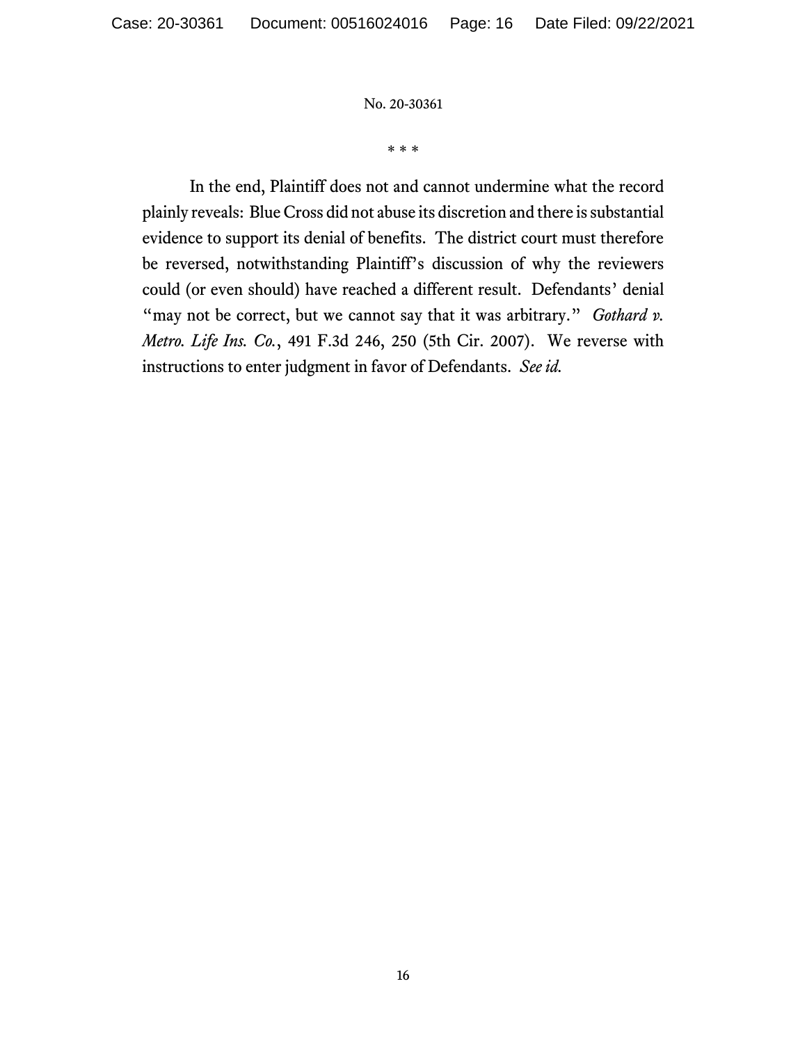\* \* \*

In the end, Plaintiff does not and cannot undermine what the record plainly reveals: Blue Cross did not abuse its discretion and there is substantial evidence to support its denial of benefits. The district court must therefore be reversed, notwithstanding Plaintiff's discussion of why the reviewers could (or even should) have reached a different result. Defendants' denial "may not be correct, but we cannot say that it was arbitrary." *Gothard v. Metro. Life Ins. Co.*, 491 F.3d 246, 250 (5th Cir. 2007). We reverse with instructions to enter judgment in favor of Defendants. *See id.*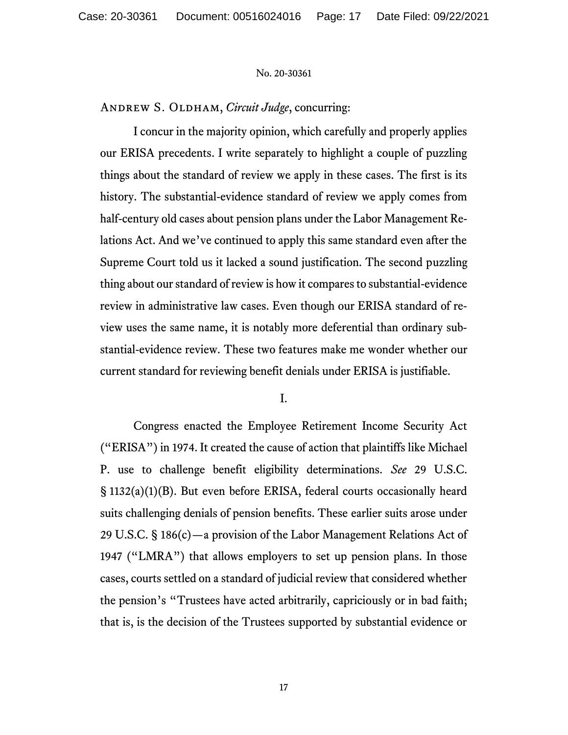No. 20-30361

Andrew S. Oldham, *Circuit Judge*, concurring:

I concur in the majority opinion, which carefully and properly applies our ERISA precedents. I write separately to highlight a couple of puzzling things about the standard of review we apply in these cases. The first is its history. The substantial-evidence standard of review we apply comes from half-century old cases about pension plans under the Labor Management Relations Act. And we've continued to apply this same standard even after the Supreme Court told us it lacked a sound justification. The second puzzling thing about our standard of review is how it compares to substantial-evidence review in administrative law cases. Even though our ERISA standard of review uses the same name, it is notably more deferential than ordinary substantial-evidence review. These two features make me wonder whether our current standard for reviewing benefit denials under ERISA is justifiable.

I.

Congress enacted the Employee Retirement Income Security Act ("ERISA") in 1974. It created the cause of action that plaintiffs like Michael P. use to challenge benefit eligibility determinations. *See* 29 U.S.C. § 1132(a)(1)(B). But even before ERISA, federal courts occasionally heard suits challenging denials of pension benefits. These earlier suits arose under 29 U.S.C. § 186(c)—a provision of the Labor Management Relations Act of 1947 ("LMRA") that allows employers to set up pension plans. In those cases, courts settled on a standard of judicial review that considered whether the pension's "Trustees have acted arbitrarily, capriciously or in bad faith; that is, is the decision of the Trustees supported by substantial evidence or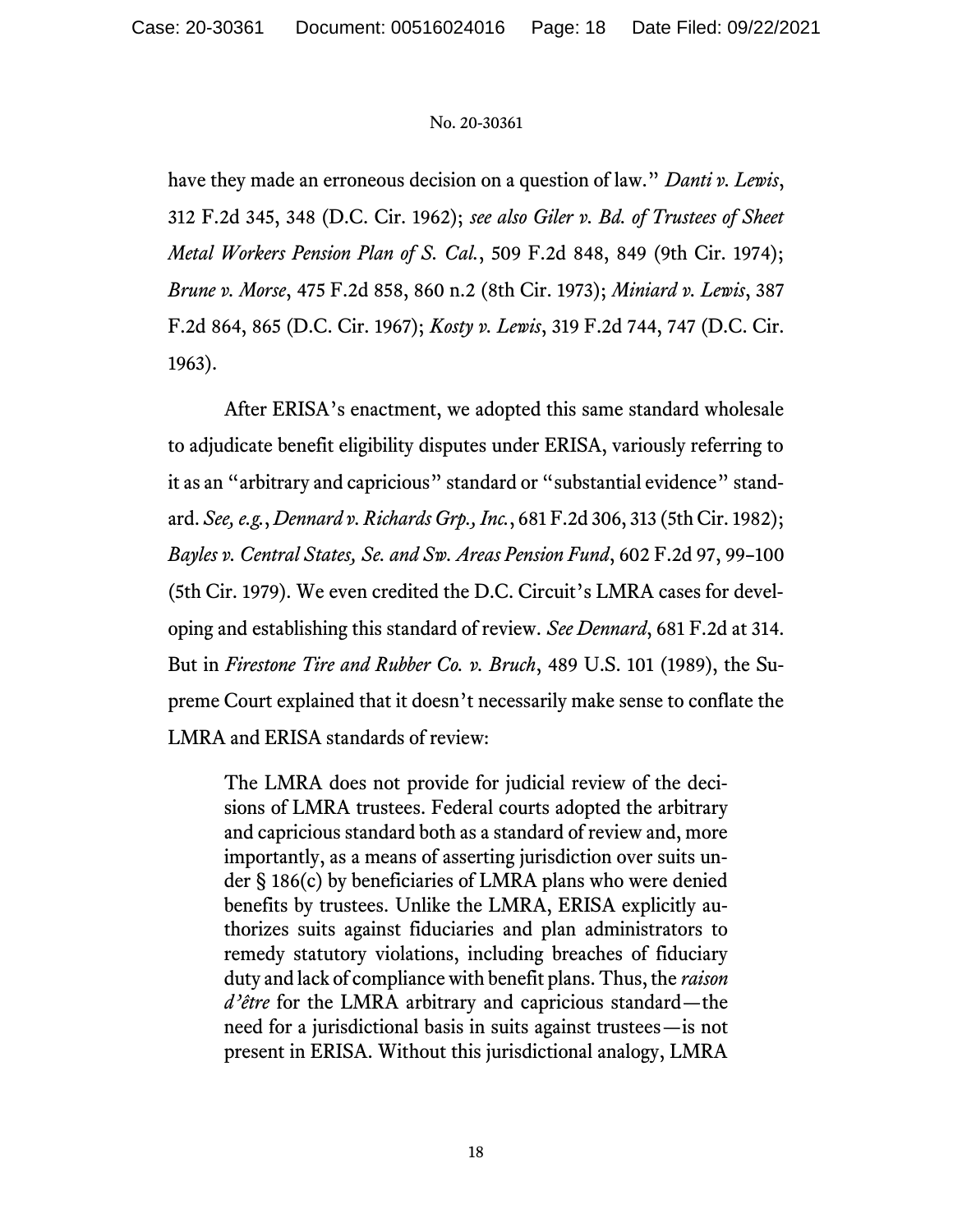have they made an erroneous decision on a question of law." *Danti v. Lewis*, 312 F.2d 345, 348 (D.C. Cir. 1962); *see also Giler v. Bd. of Trustees of Sheet Metal Workers Pension Plan of S. Cal.*, 509 F.2d 848, 849 (9th Cir. 1974); *Brune v. Morse*, 475 F.2d 858, 860 n.2 (8th Cir. 1973); *Miniard v. Lewis*, 387 F.2d 864, 865 (D.C. Cir. 1967); *Kosty v. Lewis*, 319 F.2d 744, 747 (D.C. Cir. 1963).

After ERISA's enactment, we adopted this same standard wholesale to adjudicate benefit eligibility disputes under ERISA, variously referring to it as an "arbitrary and capricious" standard or "substantial evidence" standard. *See, e.g.*, *Dennard v. Richards Grp., Inc.*, 681 F.2d 306, 313 (5th Cir. 1982); *Bayles v. Central States, Se. and Sw. Areas Pension Fund*, 602 F.2d 97, 99–100 (5th Cir. 1979). We even credited the D.C. Circuit's LMRA cases for developing and establishing this standard of review. *See Dennard*, 681 F.2d at 314. But in *Firestone Tire and Rubber Co. v. Bruch*, 489 U.S. 101 (1989), the Supreme Court explained that it doesn't necessarily make sense to conflate the LMRA and ERISA standards of review:

> The LMRA does not provide for judicial review of the decisions of LMRA trustees. Federal courts adopted the arbitrary and capricious standard both as a standard of review and, more importantly, as a means of asserting jurisdiction over suits under § 186(c) by beneficiaries of LMRA plans who were denied benefits by trustees. Unlike the LMRA, ERISA explicitly authorizes suits against fiduciaries and plan administrators to remedy statutory violations, including breaches of fiduciary duty and lack of compliance with benefit plans. Thus, the *raison d'être* for the LMRA arbitrary and capricious standard—the need for a jurisdictional basis in suits against trustees—is not present in ERISA. Without this jurisdictional analogy, LMRA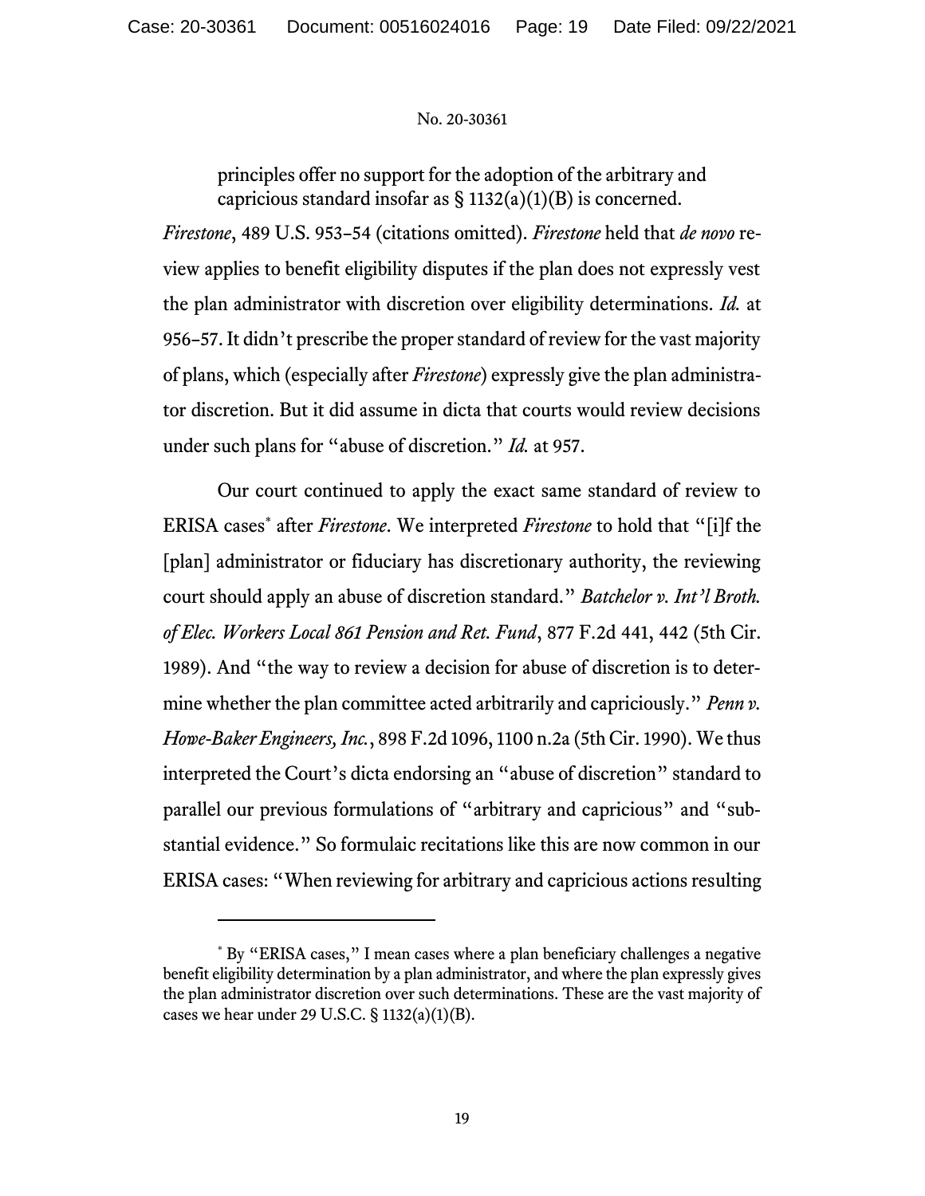principles offer no support for the adoption of the arbitrary and capricious standard insofar as § 1132(a)(1)(B) is concerned.

*Firestone*, 489 U.S. 953–54 (citations omitted). *Firestone* held that *de novo* review applies to benefit eligibility disputes if the plan does not expressly vest the plan administrator with discretion over eligibility determinations. *Id.* at 956–57. It didn't prescribe the proper standard of review for the vast majority of plans, which (especially after *Firestone*) expressly give the plan administrator discretion. But it did assume in dicta that courts would review decisions under such plans for "abuse of discretion." *Id.* at 957.

Our court continued to apply the exact same standard of review to ERISA cases* after *Firestone*. We interpreted *Firestone* to hold that "[i]f the [plan] administrator or fiduciary has discretionary authority, the reviewing court should apply an abuse of discretion standard." *Batchelor v. Int'l Broth. of Elec. Workers Local 861 Pension and Ret. Fund*, 877 F.2d 441, 442 (5th Cir. 1989). And "the way to review a decision for abuse of discretion is to determine whether the plan committee acted arbitrarily and capriciously." *Penn v. Howe-Baker Engineers, Inc.*, 898 F.2d 1096, 1100 n.2a (5th Cir. 1990). We thus interpreted the Court's dicta endorsing an "abuse of discretion" standard to parallel our previous formulations of "arbitrary and capricious" and "substantial evidence." So formulaic recitations like this are now common in our ERISA cases: "When reviewing for arbitrary and capricious actions resulting

---

* By "ERISA cases," I mean cases where a plan beneficiary challenges a negative benefit eligibility determination by a plan administrator, and where the plan expressly gives the plan administrator discretion over such determinations. These are the vast majority of cases we hear under 29 U.S.C. § 1132(a)(1)(B).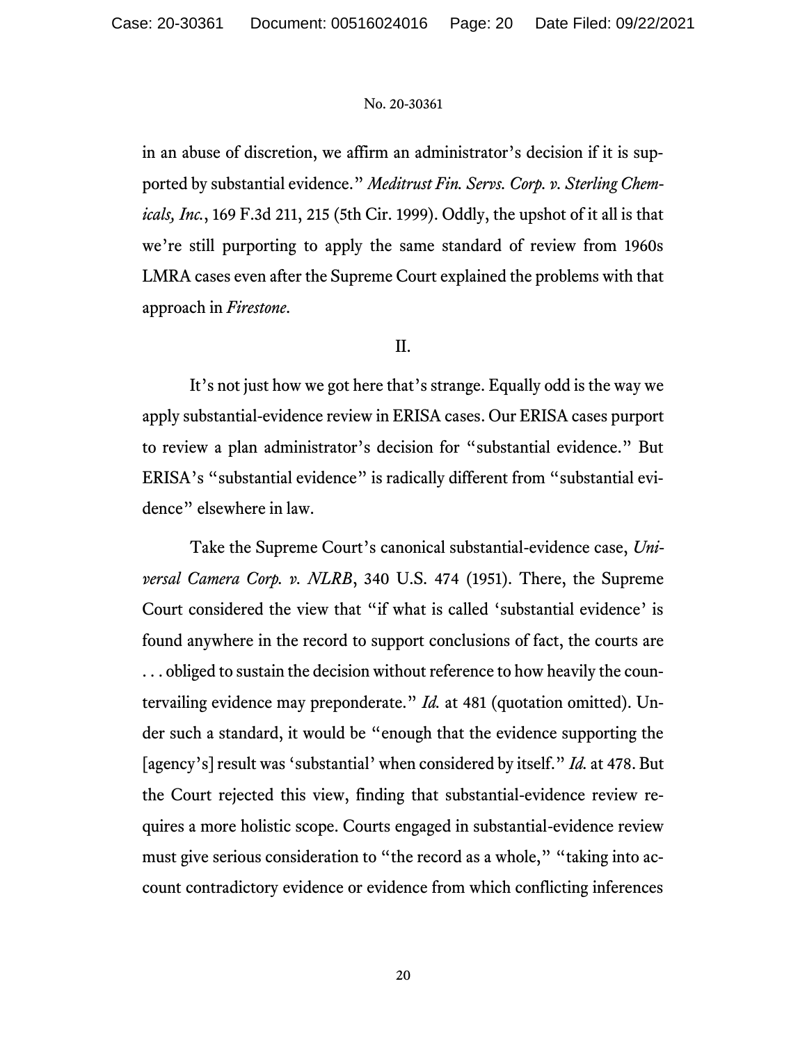in an abuse of discretion, we affirm an administrator's decision if it is supported by substantial evidence." *Meditrust Fin. Servs. Corp. v. Sterling Chemicals, Inc.*, 169 F.3d 211, 215 (5th Cir. 1999). Oddly, the upshot of it all is that we're still purporting to apply the same standard of review from 1960s LMRA cases even after the Supreme Court explained the problems with that approach in *Firestone*.

## II.

It's not just how we got here that's strange. Equally odd is the way we apply substantial-evidence review in ERISA cases. Our ERISA cases purport to review a plan administrator's decision for "substantial evidence." But ERISA's "substantial evidence" is radically different from "substantial evidence" elsewhere in law.

Take the Supreme Court's canonical substantial-evidence case, *Universal Camera Corp. v. NLRB*, 340 U.S. 474 (1951). There, the Supreme Court considered the view that "if what is called 'substantial evidence' is found anywhere in the record to support conclusions of fact, the courts are . . . obliged to sustain the decision without reference to how heavily the countervailing evidence may preponderate." *Id.* at 481 (quotation omitted). Under such a standard, it would be "enough that the evidence supporting the [agency's] result was 'substantial' when considered by itself." *Id.* at 478. But the Court rejected this view, finding that substantial-evidence review requires a more holistic scope. Courts engaged in substantial-evidence review must give serious consideration to "the record as a whole," "taking into account contradictory evidence or evidence from which conflicting inferences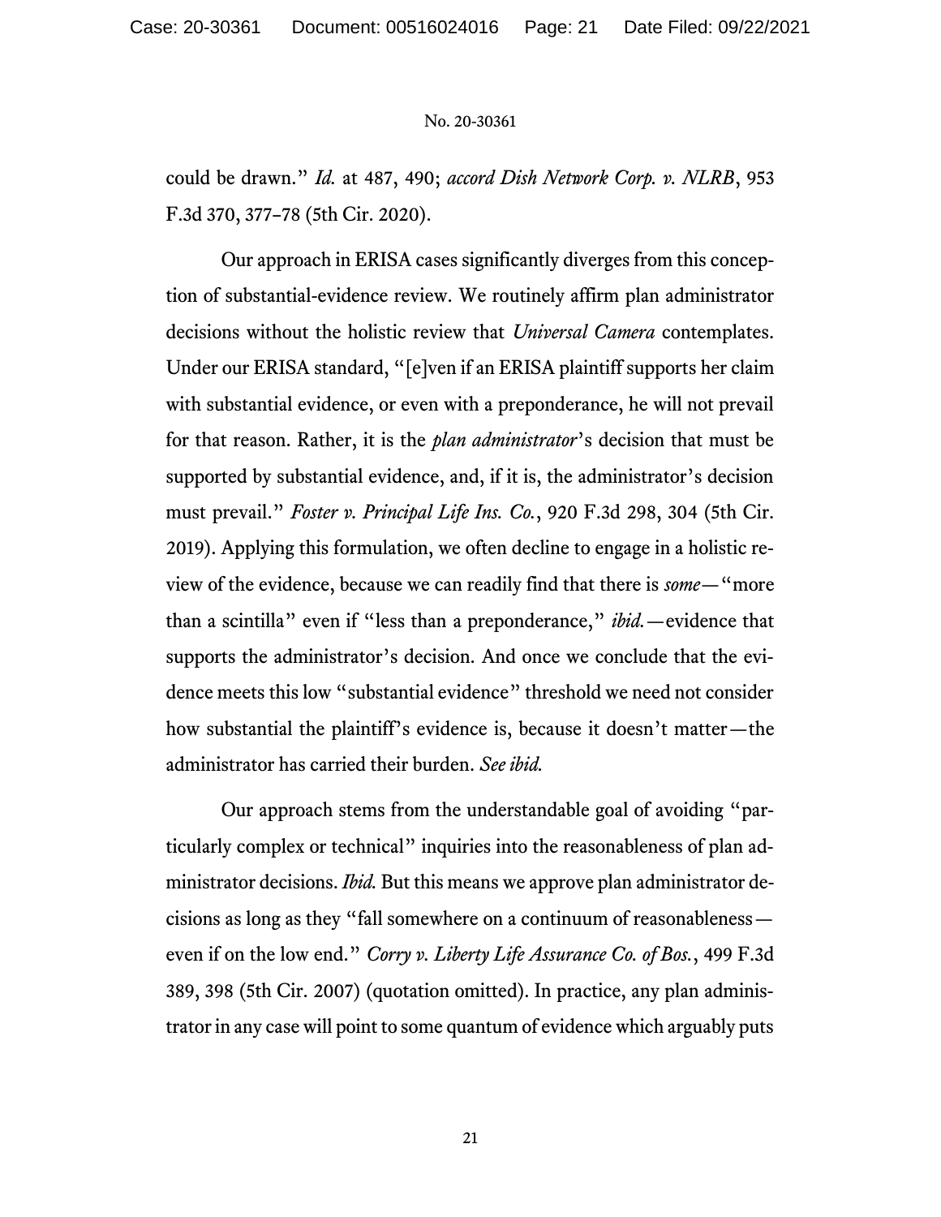could be drawn." *Id.* at 487, 490; *accord Dish Network Corp. v. NLRB*, 953 F.3d 370, 377–78 (5th Cir. 2020).

Our approach in ERISA cases significantly diverges from this conception of substantial-evidence review. We routinely affirm plan administrator decisions without the holistic review that *Universal Camera* contemplates. Under our ERISA standard, "[e]ven if an ERISA plaintiff supports her claim with substantial evidence, or even with a preponderance, he will not prevail for that reason. Rather, it is the *plan administrator*'s decision that must be supported by substantial evidence, and, if it is, the administrator's decision must prevail." *Foster v. Principal Life Ins. Co.*, 920 F.3d 298, 304 (5th Cir. 2019). Applying this formulation, we often decline to engage in a holistic review of the evidence, because we can readily find that there is *some*—"more than a scintilla" even if "less than a preponderance," *ibid.*—evidence that supports the administrator's decision. And once we conclude that the evidence meets this low "substantial evidence" threshold we need not consider how substantial the plaintiff's evidence is, because it doesn't matter—the administrator has carried their burden. *See ibid.*

Our approach stems from the understandable goal of avoiding "particularly complex or technical" inquiries into the reasonableness of plan administrator decisions. *Ibid.* But this means we approve plan administrator decisions as long as they "fall somewhere on a continuum of reasonableness—even if on the low end." *Corry v. Liberty Life Assurance Co. of Bos.*, 499 F.3d 389, 398 (5th Cir. 2007) (quotation omitted). In practice, any plan administrator in any case will point to some quantum of evidence which arguably puts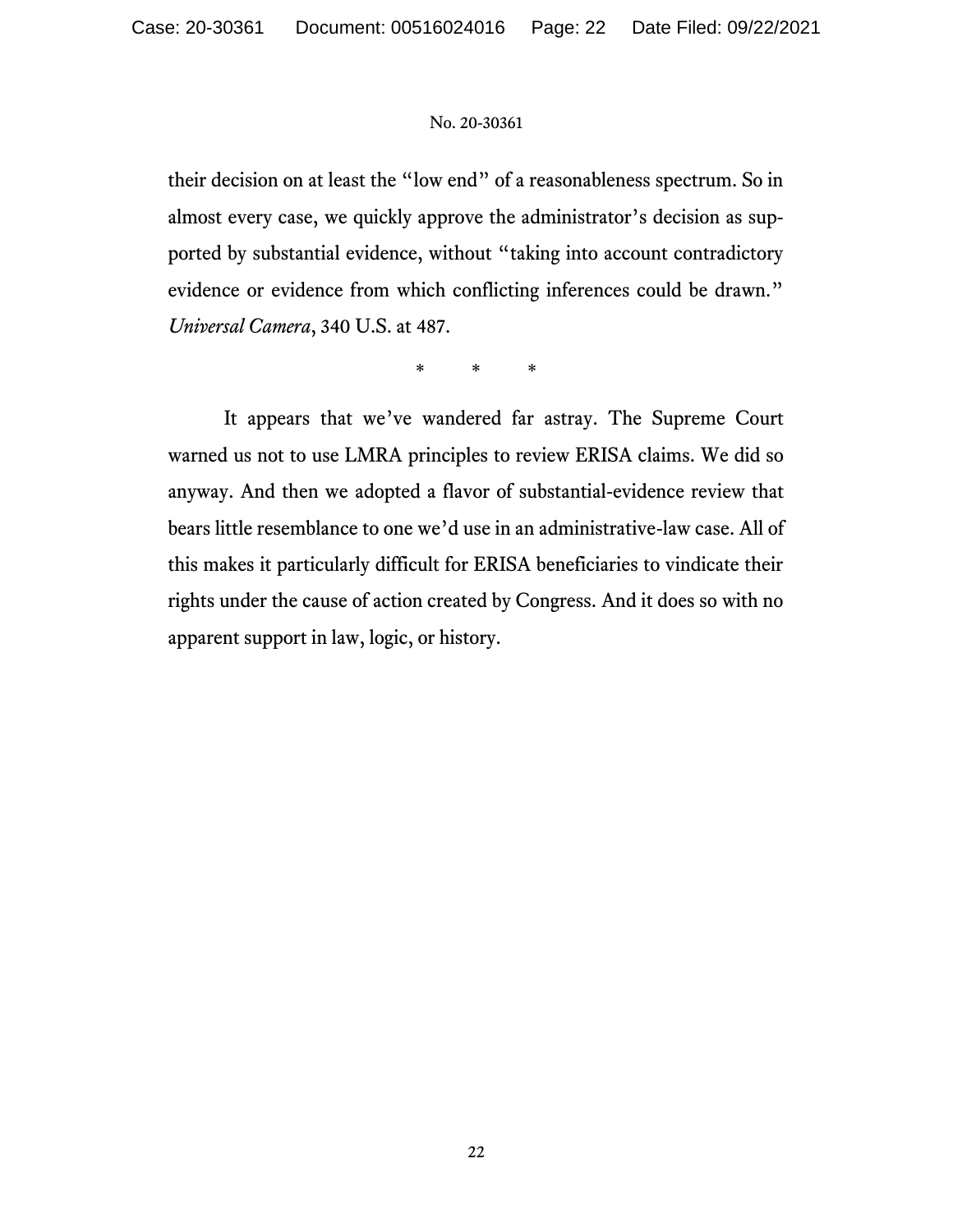their decision on at least the "low end" of a reasonableness spectrum. So in almost every case, we quickly approve the administrator's decision as supported by substantial evidence, without "taking into account contradictory evidence or evidence from which conflicting inferences could be drawn." *Universal Camera*, 340 U.S. at 487.

\* \* \*

It appears that we've wandered far astray. The Supreme Court warned us not to use LMRA principles to review ERISA claims. We did so anyway. And then we adopted a flavor of substantial-evidence review that bears little resemblance to one we'd use in an administrative-law case. All of this makes it particularly difficult for ERISA beneficiaries to vindicate their rights under the cause of action created by Congress. And it does so with no apparent support in law, logic, or history.